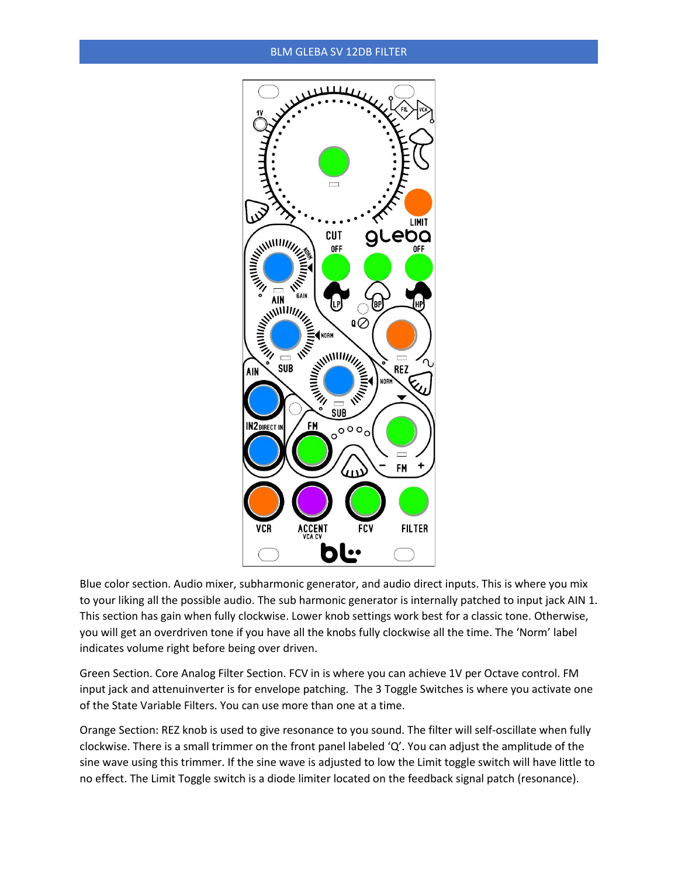Blue color section. Audio mixer, subharmonic generator, and audio direct inputs. This is where you mix to your liking all the possible audio. The sub harmonic generator is internally patched to input jack AIN 1. This section has gain when fully clockwise. Lower knob settings work best for a classic tone. Otherwise, you will get an overdriven tone if you have all the knobs fully clockwise all the time. The 'Norm' label indicates volume right before being over driven.

Green Section. Core Analog Filter Section. FCV in is where you can achieve 1V per Octave control. FM input jack and attenuinverter is for envelope patching. The 3 Toggle Switches is where you activate one of the State Variable Filters. You can use more than one at a time.

Orange Section: REZ knob is used to give resonance to you sound. The filter will self-oscillate when fully clockwise. There is a small trimmer on the front panel labeled 'Q'. You can adjust the amplitude of the sine wave using this trimmer. If the sine wave is adjusted to low the Limit toggle switch will have little to no effect. The Limit Toggle switch is a diode limiter located on the feedback signal patch (resonance).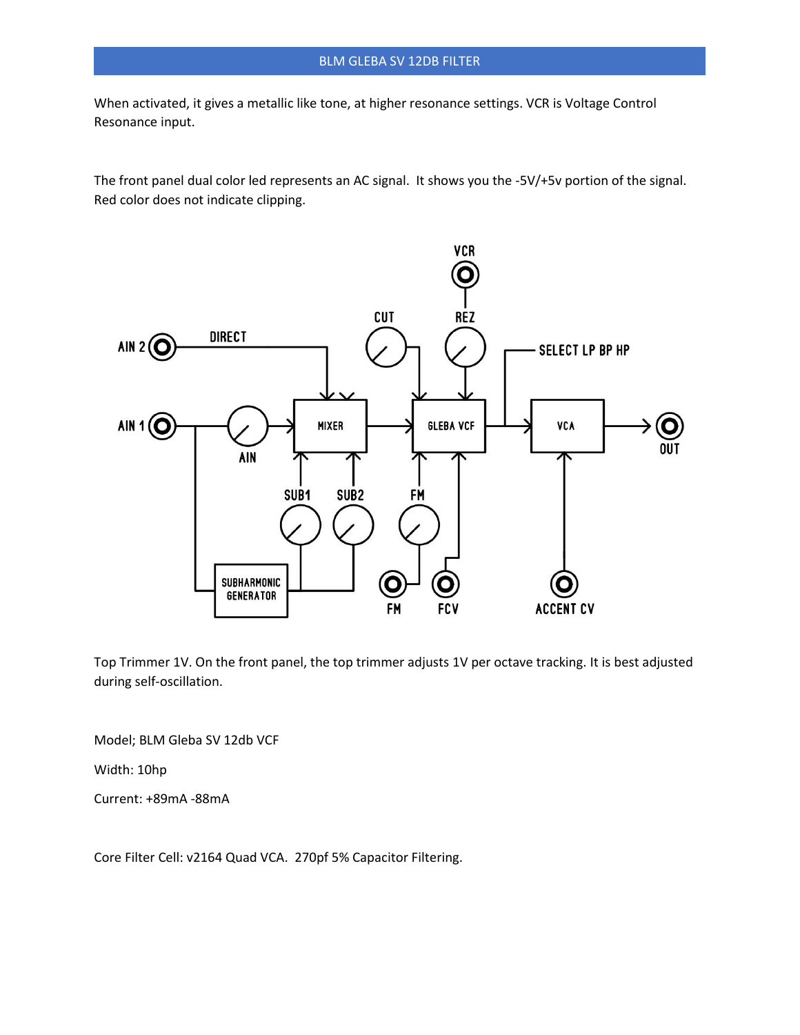When activated, it gives a metallic like tone, at higher resonance settings. VCR is Voltage Control Resonance input.

The front panel dual color led represents an AC signal. It shows you the -5V/+5v portion of the signal. Red color does not indicate clipping.

VCR

CUT

REZ

AIN 2

DIRECT

SELECT LP BP HP

AIN 1

AIN

MIXER

GLEBA VCF

VCA

OUT

SUB1

SUB2

FM

SUBHARMONIC GENERATOR

FM

FCV

ACCENT CV

Top Trimmer 1V. On the front panel, the top trimmer adjusts 1V per octave tracking. It is best adjusted during self-oscillation.

Model; BLM Gleba SV 12db VCF

Width: 10hp

Current: +89mA -88mA

Core Filter Cell: v2164 Quad VCA. 270pf 5% Capacitor Filtering.